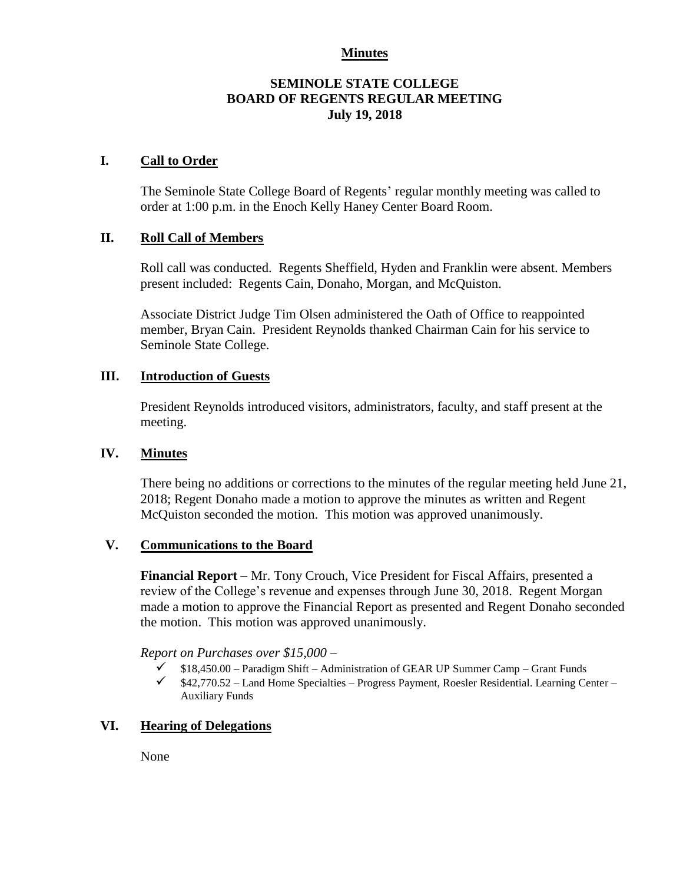**Minutes**

# SEMINOLE STATE COLLEGE
# BOARD OF REGENTS REGULAR MEETING
# July 19, 2018

## I. Call to Order

The Seminole State College Board of Regents' regular monthly meeting was called to order at 1:00 p.m. in the Enoch Kelly Haney Center Board Room.

## II. Roll Call of Members

Roll call was conducted. Regents Sheffield, Hyden and Franklin were absent. Members present included: Regents Cain, Donaho, Morgan, and McQuiston.

Associate District Judge Tim Olsen administered the Oath of Office to reappointed member, Bryan Cain. President Reynolds thanked Chairman Cain for his service to Seminole State College.

## III. Introduction of Guests

President Reynolds introduced visitors, administrators, faculty, and staff present at the meeting.

## IV. Minutes

There being no additions or corrections to the minutes of the regular meeting held June 21, 2018; Regent Donaho made a motion to approve the minutes as written and Regent McQuiston seconded the motion. This motion was approved unanimously.

## V. Communications to the Board

**Financial Report** – Mr. Tony Crouch, Vice President for Fiscal Affairs, presented a review of the College's revenue and expenses through June 30, 2018. Regent Morgan made a motion to approve the Financial Report as presented and Regent Donaho seconded the motion. This motion was approved unanimously.

*Report on Purchases over $15,000* –

- ✓ $18,450.00 – Paradigm Shift – Administration of GEAR UP Summer Camp – Grant Funds
- ✓ $42,770.52 – Land Home Specialties – Progress Payment, Roesler Residential. Learning Center – Auxiliary Funds

## VI. Hearing of Delegations

None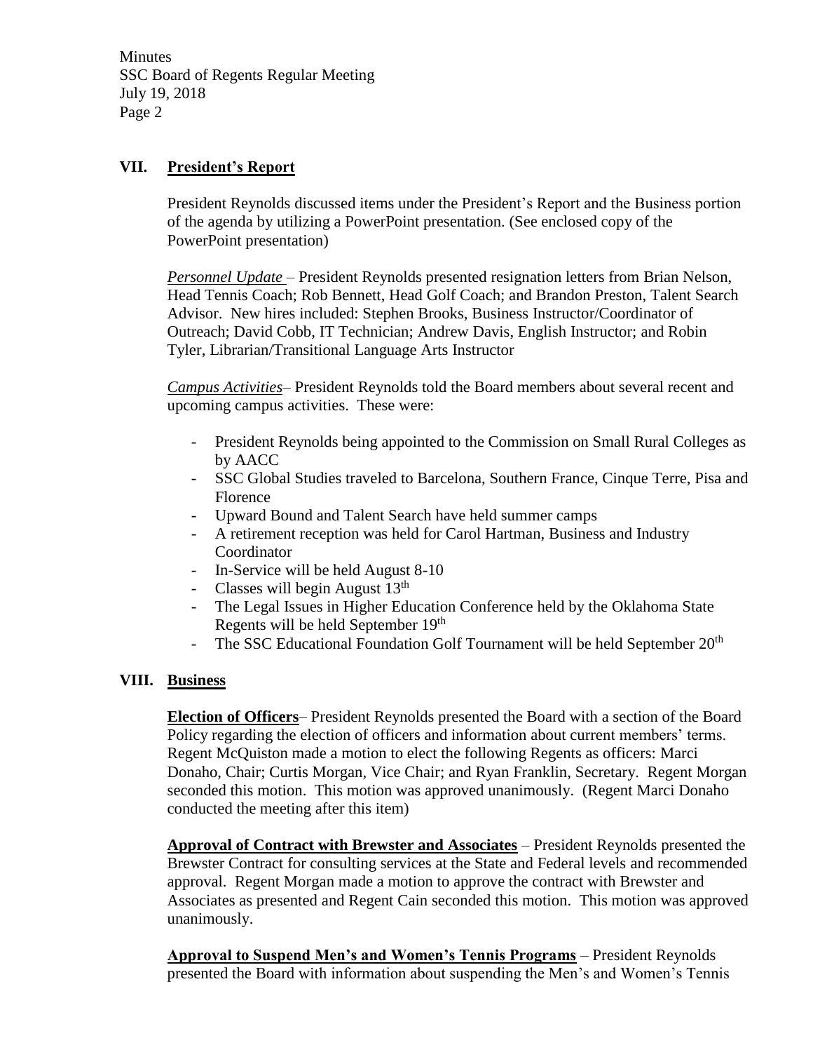## VII. President's Report

President Reynolds discussed items under the President's Report and the Business portion of the agenda by utilizing a PowerPoint presentation. (See enclosed copy of the PowerPoint presentation)

*Personnel Update* – President Reynolds presented resignation letters from Brian Nelson, Head Tennis Coach; Rob Bennett, Head Golf Coach; and Brandon Preston, Talent Search Advisor. New hires included: Stephen Brooks, Business Instructor/Coordinator of Outreach; David Cobb, IT Technician; Andrew Davis, English Instructor; and Robin Tyler, Librarian/Transitional Language Arts Instructor

*Campus Activities*– President Reynolds told the Board members about several recent and upcoming campus activities. These were:

- President Reynolds being appointed to the Commission on Small Rural Colleges as by AACC
- SSC Global Studies traveled to Barcelona, Southern France, Cinque Terre, Pisa and Florence
- Upward Bound and Talent Search have held summer camps
- A retirement reception was held for Carol Hartman, Business and Industry Coordinator
- In-Service will be held August 8-10
- Classes will begin August 13th
- The Legal Issues in Higher Education Conference held by the Oklahoma State Regents will be held September 19th
- The SSC Educational Foundation Golf Tournament will be held September 20th

## VIII. Business

**Election of Officers**– President Reynolds presented the Board with a section of the Board Policy regarding the election of officers and information about current members' terms. Regent McQuiston made a motion to elect the following Regents as officers: Marci Donaho, Chair; Curtis Morgan, Vice Chair; and Ryan Franklin, Secretary. Regent Morgan seconded this motion. This motion was approved unanimously. (Regent Marci Donaho conducted the meeting after this item)

**Approval of Contract with Brewster and Associates** – President Reynolds presented the Brewster Contract for consulting services at the State and Federal levels and recommended approval. Regent Morgan made a motion to approve the contract with Brewster and Associates as presented and Regent Cain seconded this motion. This motion was approved unanimously.

**Approval to Suspend Men's and Women's Tennis Programs** – President Reynolds presented the Board with information about suspending the Men's and Women's Tennis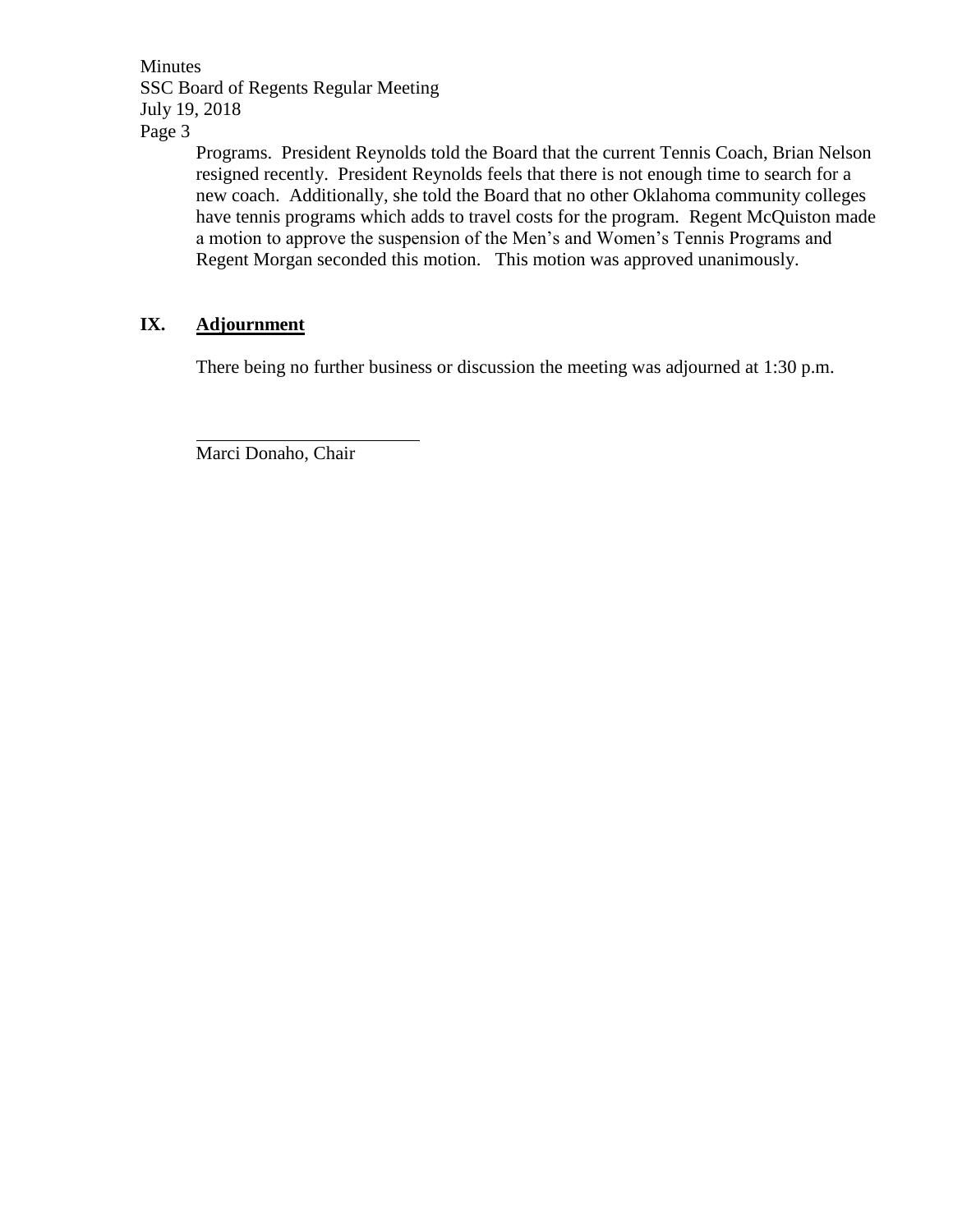Programs. President Reynolds told the Board that the current Tennis Coach, Brian Nelson resigned recently. President Reynolds feels that there is not enough time to search for a new coach. Additionally, she told the Board that no other Oklahoma community colleges have tennis programs which adds to travel costs for the program. Regent McQuiston made a motion to approve the suspension of the Men's and Women's Tennis Programs and Regent Morgan seconded this motion. This motion was approved unanimously.

## IX. Adjournment

There being no further business or discussion the meeting was adjourned at 1:30 p.m.

\_\_\_\_\_\_\_\_\_\_\_\_\_\_\_\_\_\_\_\_\_\_\_\_\_\_

Marci Donaho, Chair